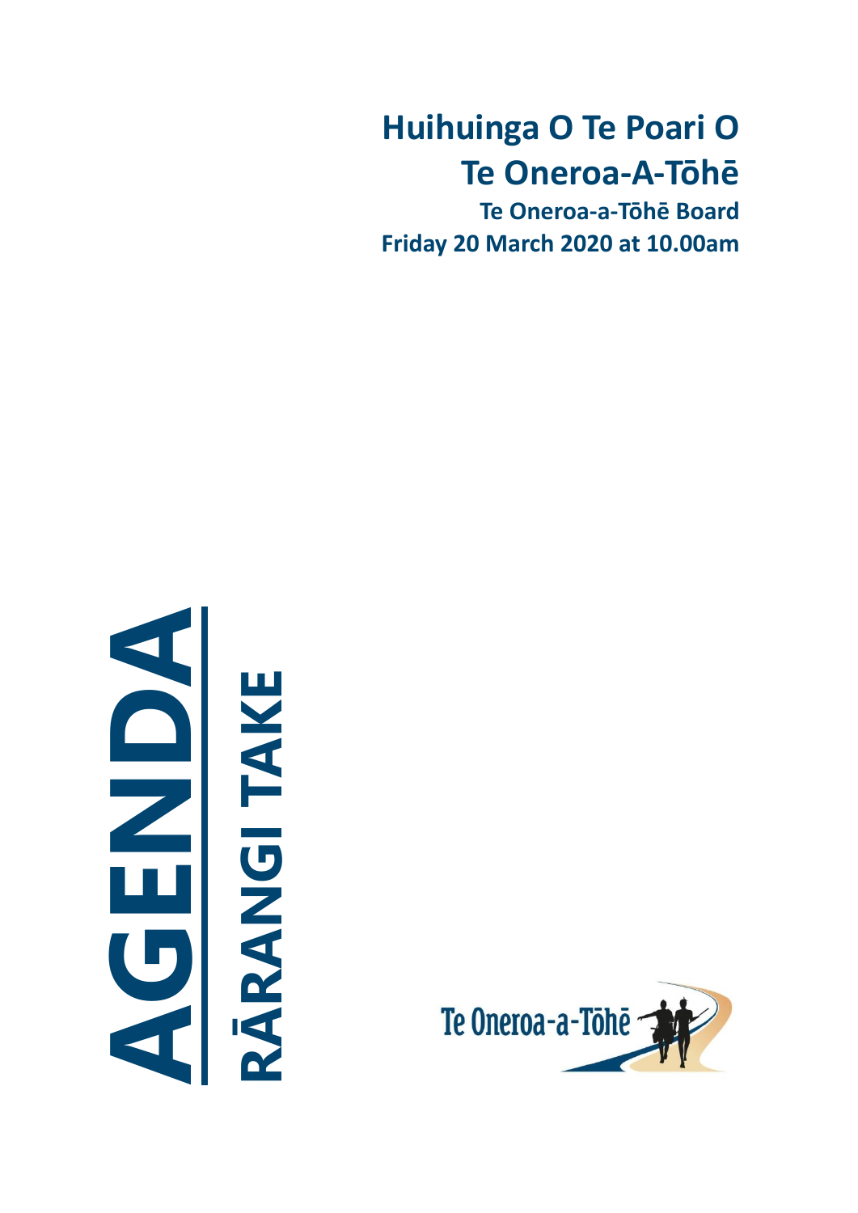# Huihuinga O Te Poari O Te Oneroa-A-Tōhē

**Te Oneroa-a-Tōhē Board**

**Friday 20 March 2020 at 10.00am**

# AGENDA

## RĀRANGI TAKE

Te Oneroa-a-Tōhē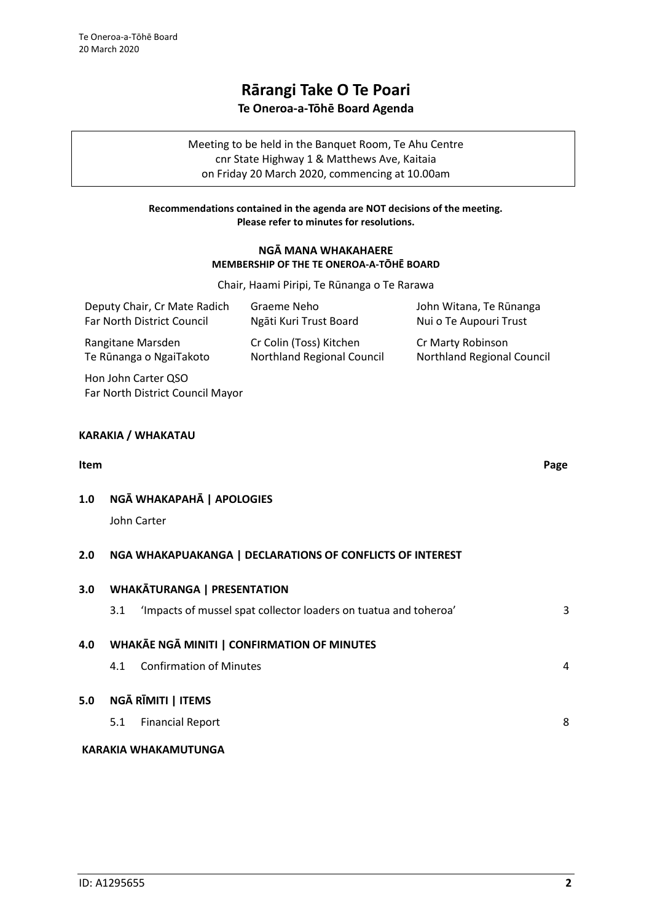# Rārangi Take O Te Poari

## Te Oneroa-a-Tōhē Board Agenda

Meeting to be held in the Banquet Room, Te Ahu Centre
cnr State Highway 1 & Matthews Ave, Kaitaia
on Friday 20 March 2020, commencing at 10.00am

**Recommendations contained in the agenda are NOT decisions of the meeting.**
**Please refer to minutes for resolutions.**

**NGĀ MANA WHAKAHAERE**
**MEMBERSHIP OF THE TE ONEROA-A-TŌHĒ BOARD**

Chair, Haami Piripi, Te Rūnanga o Te Rarawa

| | | |
|---|---|---|
| Deputy Chair, Cr Mate Radich<br>Far North District Council | Graeme Neho<br>Ngāti Kuri Trust Board | John Witana, Te Rūnanga<br>Nui o Te Aupouri Trust |
| Rangitane Marsden<br>Te Rūnanga o NgaiTakoto | Cr Colin (Toss) Kitchen<br>Northland Regional Council | Cr Marty Robinson<br>Northland Regional Council |
| Hon John Carter QSO<br>Far North District Council Mayor | | |

**KARAKIA / WHAKATAU**

| Item | | Page |
|---|---|---|
| **1.0** | **NGĀ WHAKAPAHĀ \| APOLOGIES**<br>John Carter | |
| **2.0** | **NGA WHAKAPUAKANGA \| DECLARATIONS OF CONFLICTS OF INTEREST** | |
| **3.0** | **WHAKĀTURANGA \| PRESENTATION** | |
| | 3.1 'Impacts of mussel spat collector loaders on tuatua and toheroa' | 3 |
| **4.0** | **WHAKĀE NGĀ MINITI \| CONFIRMATION OF MINUTES** | |
| | 4.1 Confirmation of Minutes | 4 |
| **5.0** | **NGĀ RĪMITI \| ITEMS** | |
| | 5.1 Financial Report | 8 |

**KARAKIA WHAKAMUTUNGA**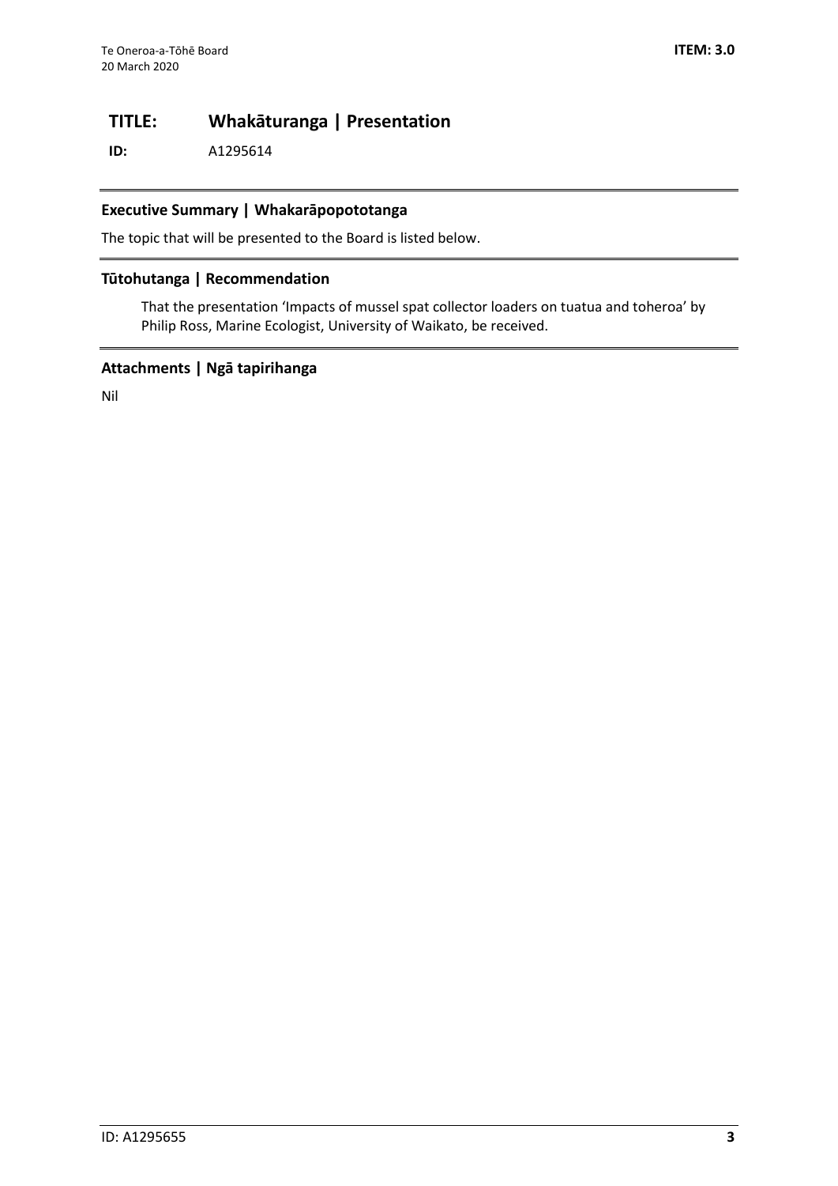**ITEM: 3.0**

# TITLE: Whakāturanga | Presentation

**ID:** A1295614

## Executive Summary | Whakarāpopototanga

The topic that will be presented to the Board is listed below.

## Tūtohutanga | Recommendation

That the presentation 'Impacts of mussel spat collector loaders on tuatua and toheroa' by Philip Ross, Marine Ecologist, University of Waikato, be received.

## Attachments | Ngā tapirihanga

Nil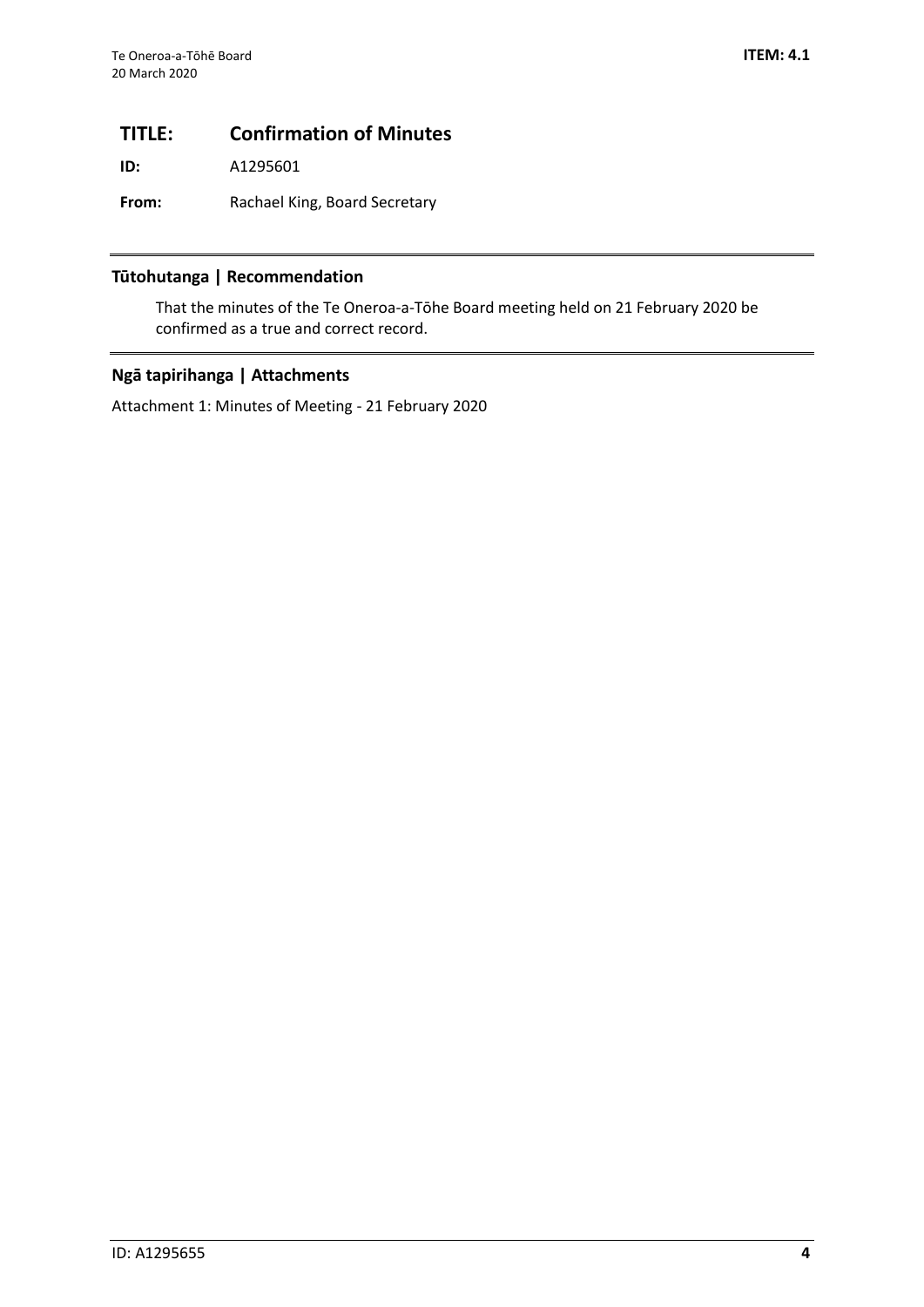# TITLE: Confirmation of Minutes

**ID:** A1295601

**From:** Rachael King, Board Secretary

## Tūtohutanga | Recommendation

That the minutes of the Te Oneroa-a-Tōhe Board meeting held on 21 February 2020 be confirmed as a true and correct record.

## Ngā tapirihanga | Attachments

Attachment 1: Minutes of Meeting - 21 February 2020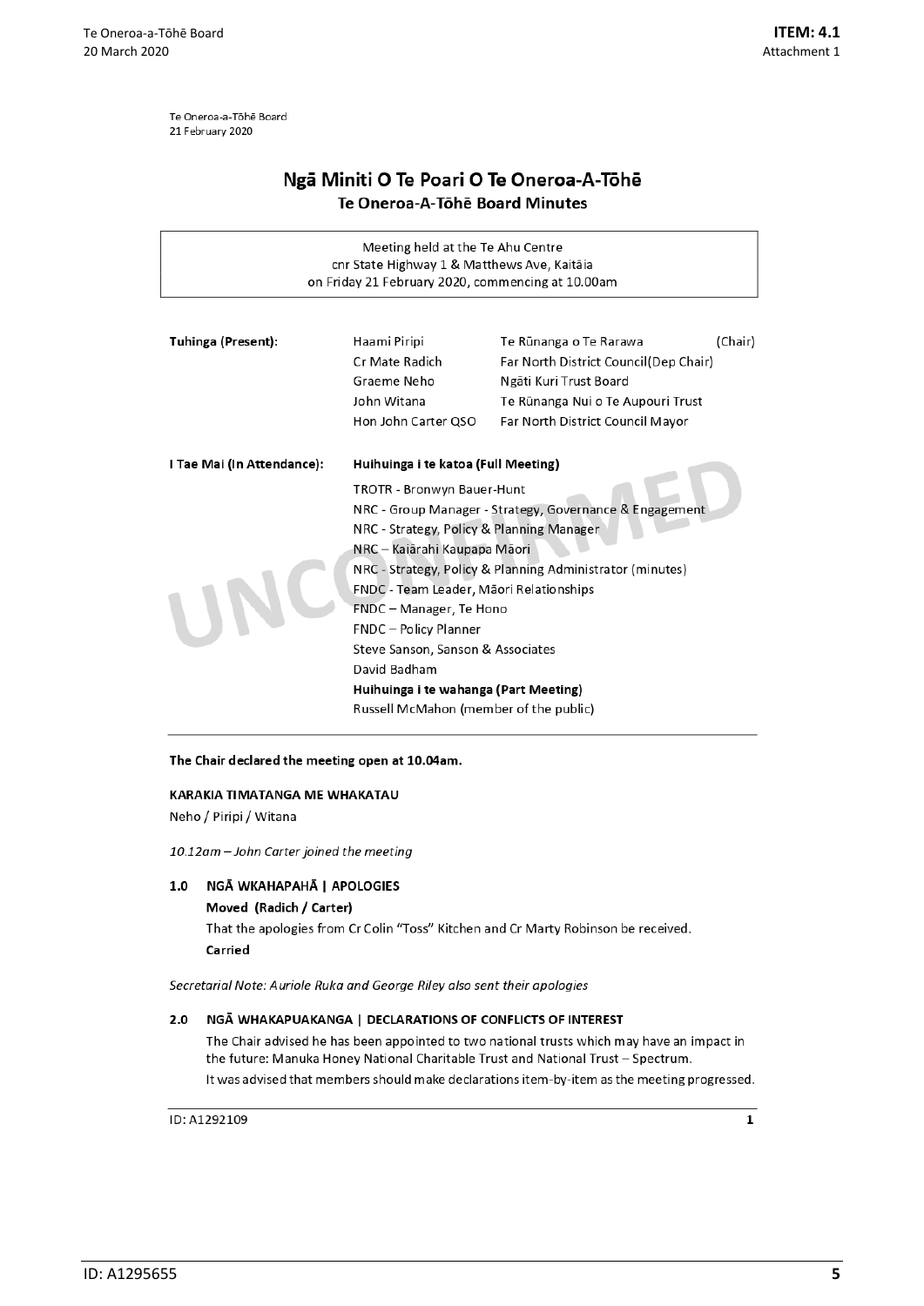Te Oneroa-a-Tōhē Board
21 February 2020

# Ngā Miniti O Te Poari O Te Oneroa-A-Tōhē
## Te Oneroa-A-Tōhē Board Minutes

Meeting held at the Te Ahu Centre
cnr State Highway 1 & Matthews Ave, Kaitāia
on Friday 21 February 2020, commencing at 10.00am

| | | |
|---|---|---|
| **Tuhinga (Present):** | Haami Piripi | Te Rūnanga o Te Rarawa (Chair) |
| | Cr Mate Radich | Far North District Council(Dep Chair) |
| | Graeme Neho | Ngāti Kuri Trust Board |
| | John Witana | Te Rūnanga Nui o Te Aupouri Trust |
| | Hon John Carter QSO | Far North District Council Mayor |

**I Tae Mai (In Attendance):**

**Huihuinga i te katoa (Full Meeting)**

TROTR - Bronwyn Bauer-Hunt
NRC - Group Manager - Strategy, Governance & Engagement
NRC - Strategy, Policy & Planning Manager
NRC – Kaiārahi Kaupapa Māori
NRC - Strategy, Policy & Planning Administrator (minutes)
FNDC - Team Leader, Māori Relationships
FNDC – Manager, Te Hono
FNDC – Policy Planner
Steve Sanson, Sanson & Associates
David Badham

**Huihuinga i te wahanga (Part Meeting)**

Russell McMahon (member of the public)

**The Chair declared the meeting open at 10.04am.**

**KARAKIA TIMATANGA ME WHAKATAU**

Neho / Piripi / Witana

*10.12am – John Carter joined the meeting*

### 1.0 NGĀ WKAHAPAHĀ | APOLOGIES

**Moved (Radich / Carter)**

That the apologies from Cr Colin "Toss" Kitchen and Cr Marty Robinson be received.

**Carried**

*Secretarial Note: Auriole Ruka and George Riley also sent their apologies*

### 2.0 NGĀ WHAKAPUAKANGA | DECLARATIONS OF CONFLICTS OF INTEREST

The Chair advised he has been appointed to two national trusts which may have an impact in the future: Manuka Honey National Charitable Trust and National Trust – Spectrum.

It was advised that members should make declarations item-by-item as the meeting progressed.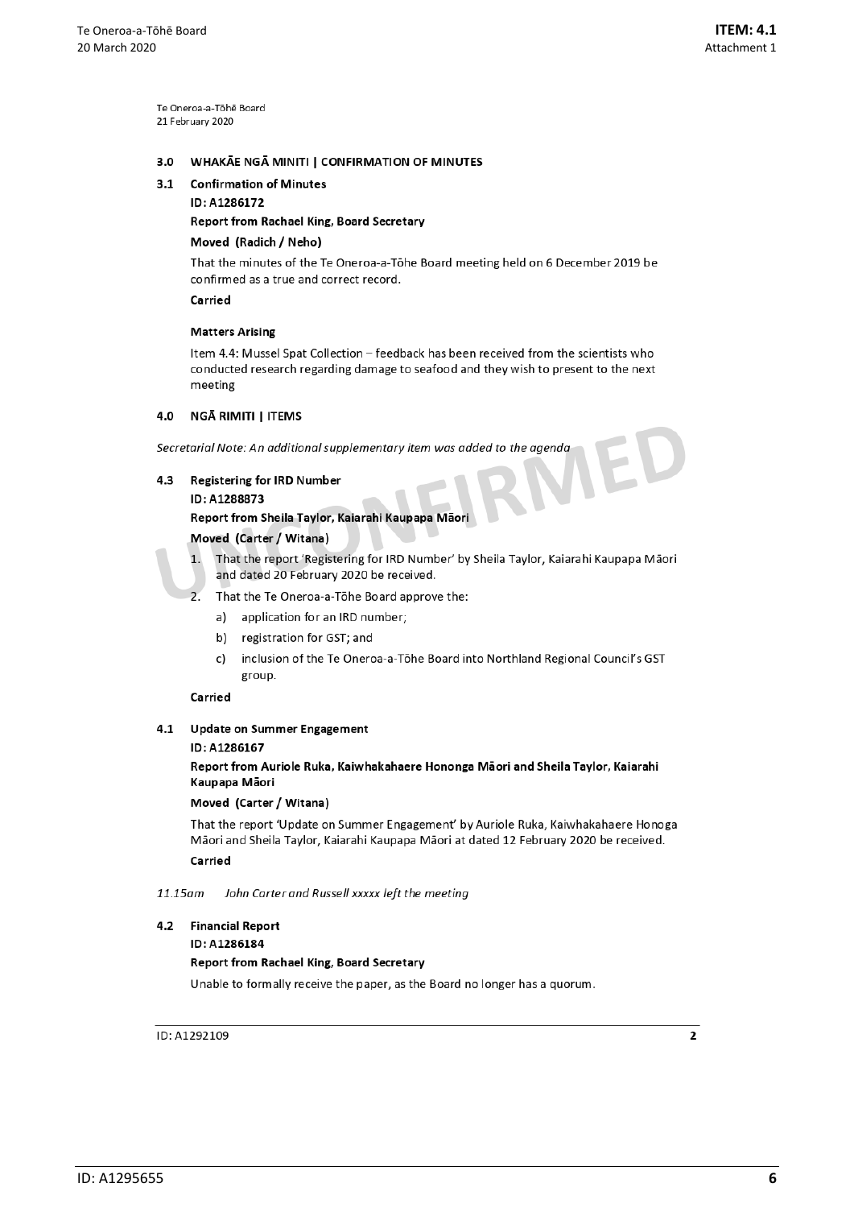Te Oneroa-a-Tōhē Board
21 February 2020

## 3.0 WHAKĀE NGĀ MINITI | CONFIRMATION OF MINUTES

### 3.1 Confirmation of Minutes

**ID: A1286172**

**Report from Rachael King, Board Secretary**

**Moved (Radich / Neho)**

That the minutes of the Te Oneroa-a-Tōhe Board meeting held on 6 December 2019 be confirmed as a true and correct record.

**Carried**

**Matters Arising**

Item 4.4: Mussel Spat Collection – feedback has been received from the scientists who conducted research regarding damage to seafood and they wish to present to the next meeting

## 4.0 NGĀ RIMITI | ITEMS

*Secretarial Note: An additional supplementary item was added to the agenda*

### 4.3 Registering for IRD Number

**ID: A1288873**

**Report from Sheila Taylor, Kaiarahi Kaupapa Māori**

**Moved (Carter / Witana)**

1. That the report 'Registering for IRD Number' by Sheila Taylor, Kaiarahi Kaupapa Māori and dated 20 February 2020 be received.
2. That the Te Oneroa-a-Tōhe Board approve the:
   a) application for an IRD number;
   b) registration for GST; and
   c) inclusion of the Te Oneroa-a-Tōhe Board into Northland Regional Council's GST group.

**Carried**

### 4.1 Update on Summer Engagement

**ID: A1286167**

**Report from Auriole Ruka, Kaiwhakahaere Hononga Māori and Sheila Taylor, Kaiarahi Kaupapa Māori**

**Moved (Carter / Witana)**

That the report 'Update on Summer Engagement' by Auriole Ruka, Kaiwhakahaere Honoga Māori and Sheila Taylor, Kaiarahi Kaupapa Māori at dated 12 February 2020 be received.

**Carried**

*11.15am John Carter and Russell xxxxx left the meeting*

### 4.2 Financial Report

**ID: A1286184**

**Report from Rachael King, Board Secretary**

Unable to formally receive the paper, as the Board no longer has a quorum.

ID: A1292109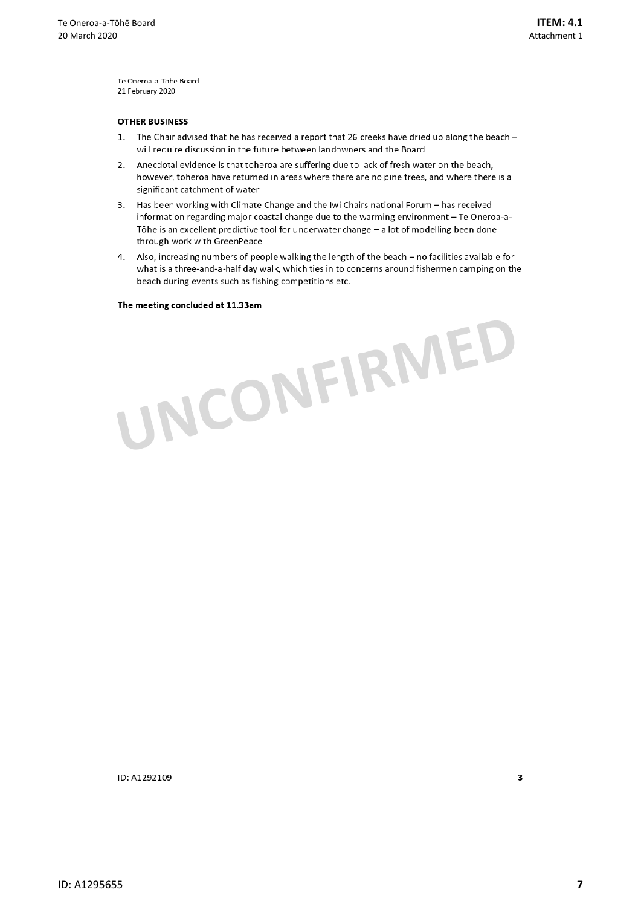Te Oneroa-a-Tōhē Board
21 February 2020

**OTHER BUSINESS**

1. The Chair advised that he has received a report that 26 creeks have dried up along the beach – will require discussion in the future between landowners and the Board
2. Anecdotal evidence is that toheroa are suffering due to lack of fresh water on the beach, however, toheroa have returned in areas where there are no pine trees, and where there is a significant catchment of water
3. Has been working with Climate Change and the Iwi Chairs national Forum – has received information regarding major coastal change due to the warming environment – Te Oneroa-a-Tōhe is an excellent predictive tool for underwater change – a lot of modelling been done through work with GreenPeace
4. Also, increasing numbers of people walking the length of the beach – no facilities available for what is a three-and-a-half day walk, which ties in to concerns around fishermen camping on the beach during events such as fishing competitions etc.

**The meeting concluded at 11.33am**

UNCONFIRMED

ID: A1292109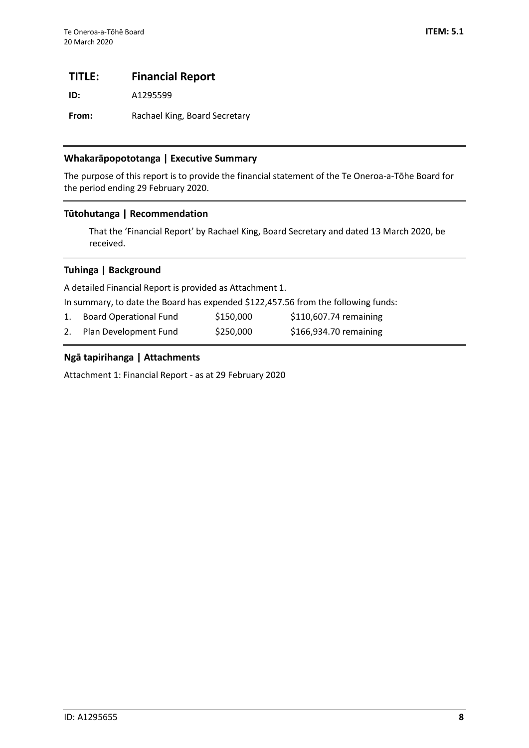# TITLE: Financial Report

**ID:** A1295599

**From:** Rachael King, Board Secretary

## Whakarāpopototanga | Executive Summary

The purpose of this report is to provide the financial statement of the Te Oneroa-a-Tōhe Board for the period ending 29 February 2020.

## Tūtohutanga | Recommendation

> That the 'Financial Report' by Rachael King, Board Secretary and dated 13 March 2020, be received.

## Tuhinga | Background

A detailed Financial Report is provided as Attachment 1.

In summary, to date the Board has expended $122,457.56 from the following funds:

| | Fund | Amount | Remaining |
|---|---|---|---|
| 1. | Board Operational Fund | $150,000 | $110,607.74 remaining |
| 2. | Plan Development Fund | $250,000 | $166,934.70 remaining |

## Ngā tapirihanga | Attachments

Attachment 1: Financial Report - as at 29 February 2020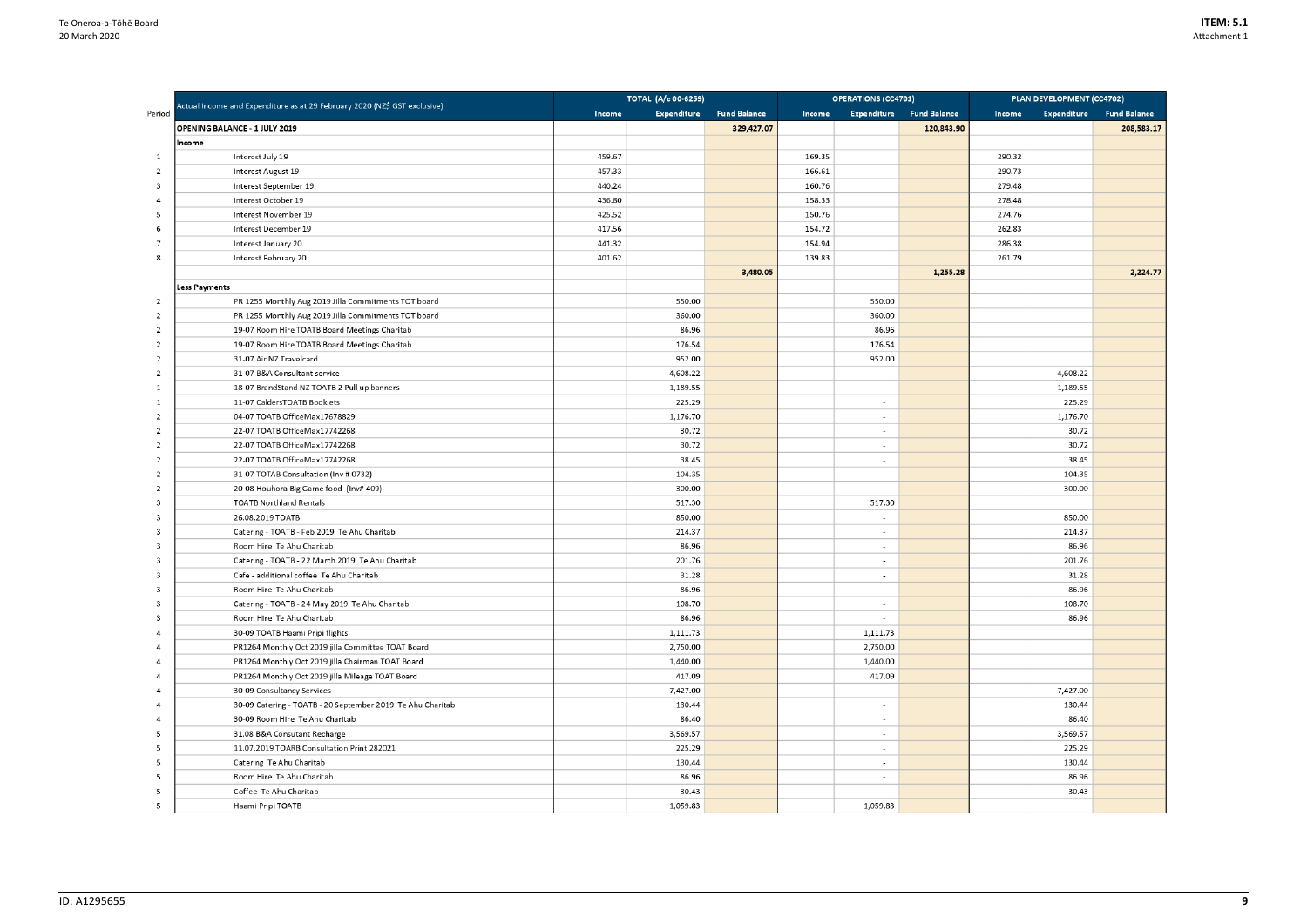| Period | Actual Income and Expenditure as at 29 February 2020 (NZ$ GST exclusive) | TOTAL (A/c 00-6259) | | | OPERATIONS (CC4701) | | | PLAN DEVELOPMENT (CC4702) | | |
|---|---|---|---|---|---|---|---|---|---|---|
| | | Income | Expenditure | Fund Balance | Income | Expenditure | Fund Balance | Income | Expenditure | Fund Balance |
| | **OPENING BALANCE - 1 JULY 2019** | | | **329,427.07** | | | **120,843.90** | | | **208,583.17** |
| | **Income** | | | | | | | | | |
| 1 | Interest July 19 | 459.67 | | | 169.35 | | | 290.32 | | |
| 2 | Interest August 19 | 457.33 | | | 166.61 | | | 290.73 | | |
| 3 | Interest September 19 | 440.24 | | | 160.76 | | | 279.48 | | |
| 4 | Interest October 19 | 436.80 | | | 158.33 | | | 278.48 | | |
| 5 | Interest November 19 | 425.52 | | | 150.76 | | | 274.76 | | |
| 6 | Interest December 19 | 417.56 | | | 154.72 | | | 262.83 | | |
| 7 | Interest January 20 | 441.32 | | | 154.94 | | | 286.38 | | |
| 8 | Interest February 20 | 401.62 | | | 139.83 | | | 261.79 | | |
| | | | | **3,480.05** | | | **1,255.28** | | | **2,224.77** |
| | **Less Payments** | | | | | | | | | |
| 2 | PR 1255 Monthly Aug 2019 Jilla Commitments TOT board | | 550.00 | | | 550.00 | | | | |
| 2 | PR 1255 Monthly Aug 2019 Jilla Commitments TOT board | | 360.00 | | | 360.00 | | | | |
| 2 | 19-07 Room Hire TOATB Board Meetings Charitab | | 86.96 | | | 86.96 | | | | |
| 2 | 19-07 Room Hire TOATB Board Meetings Charitab | | 176.54 | | | 176.54 | | | | |
| 2 | 31-07 Air NZ Travelcard | | 952.00 | | | 952.00 | | | | |
| 2 | 31-07 B&A Consultant service | | 4,608.22 | | | - | | | 4,608.22 | |
| 1 | 18-07 BrandStand NZ TOATB 2 Pull up banners | | 1,189.55 | | | - | | | 1,189.55 | |
| 1 | 11-07 CaldersTOATB Booklets | | 225.29 | | | - | | | 225.29 | |
| 2 | 04-07 TOATB OfficeMax17678829 | | 1,176.70 | | | - | | | 1,176.70 | |
| 2 | 22-07 TOATB OfficeMax17742268 | | 30.72 | | | - | | | 30.72 | |
| 2 | 22-07 TOATB OfficeMax17742268 | | 30.72 | | | - | | | 30.72 | |
| 2 | 22-07 TOATB OfficeMax17742268 | | 38.45 | | | - | | | 38.45 | |
| 2 | 31-07 TOTAB Consultation (Inv # 0732) | | 104.35 | | | - | | | 104.35 | |
| 2 | 20-08 Houhora Big Game food (Inv# 409) | | 300.00 | | | - | | | 300.00 | |
| 3 | TOATB Northland Rentals | | 517.30 | | | 517.30 | | | | |
| 3 | 26.08.2019 TOATB | | 850.00 | | | - | | | 850.00 | |
| 3 | Catering - TOATB - Feb 2019 Te Ahu Charitab | | 214.37 | | | - | | | 214.37 | |
| 3 | Room Hire Te Ahu Charitab | | 86.96 | | | - | | | 86.96 | |
| 3 | Catering - TOATB - 22 March 2019 Te Ahu Charitab | | 201.76 | | | - | | | 201.76 | |
| 3 | Cafe - additional coffee Te Ahu Charitab | | 31.28 | | | - | | | 31.28 | |
| 3 | Room Hire Te Ahu Charitab | | 86.96 | | | - | | | 86.96 | |
| 3 | Catering - TOATB - 24 May 2019 Te Ahu Charitab | | 108.70 | | | - | | | 108.70 | |
| 3 | Room Hire Te Ahu Charitab | | 86.96 | | | - | | | 86.96 | |
| 4 | 30-09 TOATB Haami Piripi flights | | 1,111.73 | | | 1,111.73 | | | | |
| 4 | PR1264 Monthly Oct 2019 jilla Committee TOAT Board | | 2,750.00 | | | 2,750.00 | | | | |
| 4 | PR1264 Monthly Oct 2019 jilla Chairman TOAT Board | | 1,440.00 | | | 1,440.00 | | | | |
| 4 | PR1264 Monthly Oct 2019 jilla Mileage TOAT Board | | 417.09 | | | 417.09 | | | | |
| 4 | 30-09 Consultancy Services | | 7,427.00 | | | - | | | 7,427.00 | |
| 4 | 30-09 Catering - TOATB - 20 September 2019 Te Ahu Charitab | | 130.44 | | | - | | | 130.44 | |
| 4 | 30-09 Room Hire Te Ahu Charitab | | 86.40 | | | - | | | 86.40 | |
| 5 | 31.08 B&A Consutant Recharge | | 3,569.57 | | | - | | | 3,569.57 | |
| 5 | 11.07.2019 TOARB Consultation Print 282021 | | 225.29 | | | - | | | 225.29 | |
| 5 | Catering Te Ahu Charitab | | 130.44 | | | - | | | 130.44 | |
| 5 | Room Hire Te Ahu Charitab | | 86.96 | | | - | | | 86.96 | |
| 5 | Coffee Te Ahu Charitab | | 30.43 | | | - | | | 30.43 | |
| 5 | Haami Piripi TOATB | | 1,059.83 | | | 1,059.83 | | | | |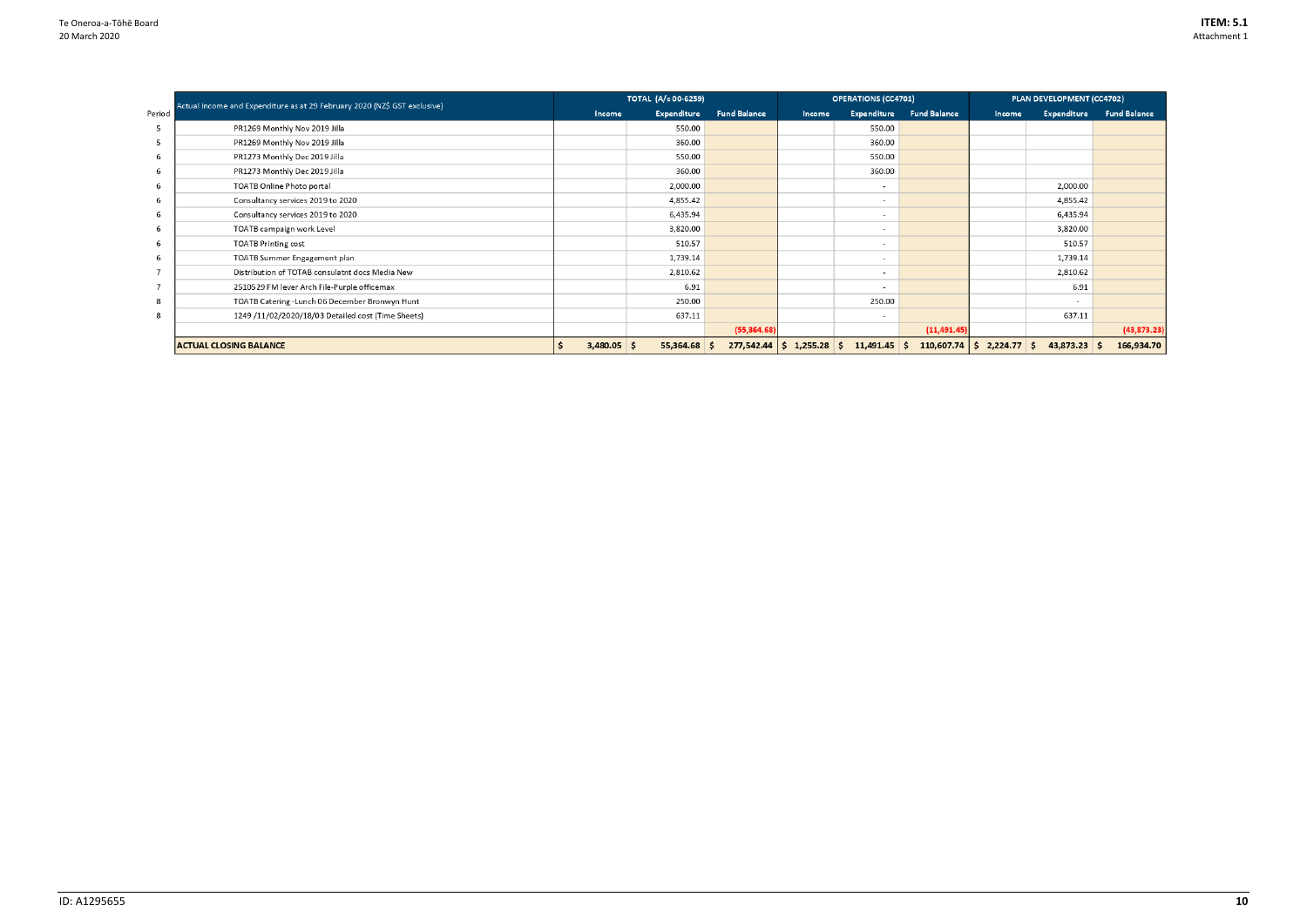| Period | Actual Income and Expenditure as at 29 February 2020 (NZ$ GST exclusive) | TOTAL (A/c 00-6259) | | | OPERATIONS (CC4701) | | | PLAN DEVELOPMENT (CC4702) | | |
|---|---|---|---|---|---|---|---|---|---|---|
| | | Income | Expenditure | Fund Balance | Income | Expenditure | Fund Balance | Income | Expenditure | Fund Balance |
| 5 | PR1269 Monthly Nov 2019 Jilla | | 550.00 | | | 550.00 | | | | |
| 5 | PR1269 Monthly Nov 2019 Jilla | | 360.00 | | | 360.00 | | | | |
| 6 | PR1273 Monthly Dec 2019 Jilla | | 550.00 | | | 550.00 | | | | |
| 6 | PR1273 Monthly Dec 2019 Jilla | | 360.00 | | | 360.00 | | | | |
| 6 | TOATB Online Photo portal | | 2,000.00 | | | - | | | 2,000.00 | |
| 6 | Consultancy services 2019 to 2020 | | 4,855.42 | | | - | | | 4,855.42 | |
| 6 | Consultancy services 2019 to 2020 | | 6,435.94 | | | - | | | 6,435.94 | |
| 6 | TOATB campaign work Level | | 3,820.00 | | | - | | | 3,820.00 | |
| 6 | TOATB Printing cost | | 510.57 | | | - | | | 510.57 | |
| 6 | TOATB Summer Engagement plan | | 1,739.14 | | | - | | | 1,739.14 | |
| 7 | Distribution of TOTAB consulatnt docs Media New | | 2,810.62 | | | - | | | 2,810.62 | |
| 7 | 2510529 FM lever Arch File-Purple officemax | | 6.91 | | | - | | | 6.91 | |
| 8 | TOATB Catering -Lunch 06 December Bronwyn Hunt | | 250.00 | | | 250.00 | | | - | |
| 8 | 1249 /11/02/2020/18/03 Detailed cost (Time Sheets) | | 637.11 | | | - | | | 637.11 | |
| | | | | (55,364.68) | | | (11,491.45) | | | (43,873.23) |
| | **ACTUAL CLOSING BALANCE** | $ 3,480.05 | $ 55,364.68 | $ 277,542.44 | $ 1,255.28 | $ 11,491.45 | $ 110,607.74 | $ 2,224.77 | $ 43,873.23 | $ 166,934.70 |